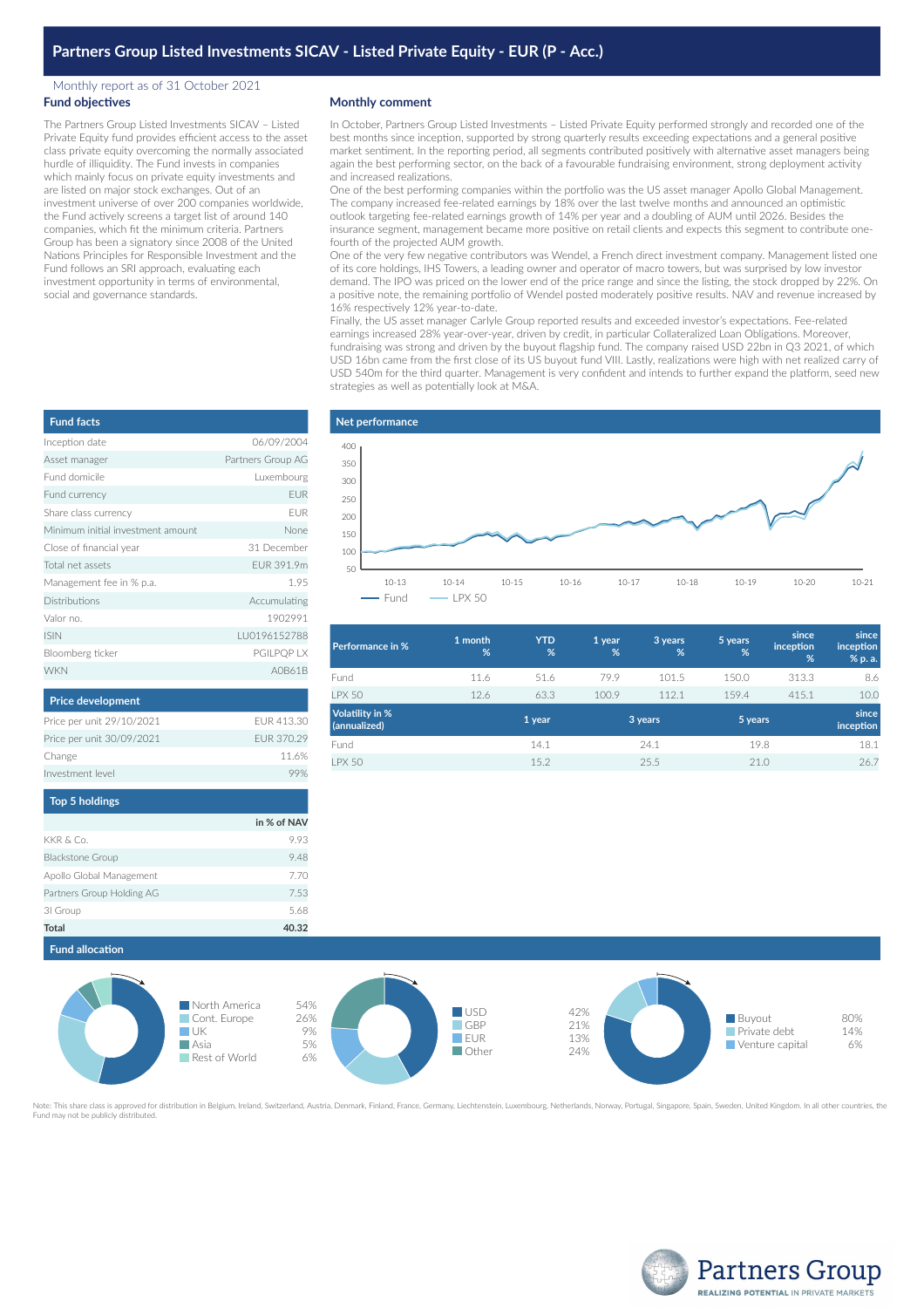# Partners Group Listed Investments SICAV - Listed Private Equity - EUR (P - Acc.)

Monthly report as of 31 October 2021

## Fund objectives

The Partners Group Listed Investments SICAV – Listed Private Equity fund provides efficient access to the asset class private equity overcoming the normally associated hurdle of illiquidity. The Fund invests in companies which mainly focus on private equity investments and are listed on major stock exchanges. Out of an investment universe of over 200 companies worldwide, the Fund actively screens a target list of around 140 companies, which fit the minimum criteria. Partners Group has been a signatory since 2008 of the United Nations Principles for Responsible Investment and the Fund follows an SRI approach, evaluating each investment opportunity in terms of environmental, social and governance standards.

## Monthly comment

In October, Partners Group Listed Investments – Listed Private Equity performed strongly and recorded one of the best months since inception, supported by strong quarterly results exceeding expectations and a general positive market sentiment. In the reporting period, all segments contributed positively with alternative asset managers being again the best performing sector, on the back of a favourable fundraising environment, strong deployment activity and increased realizations.

One of the best performing companies within the portfolio was the US asset manager Apollo Global Management. The company increased fee-related earnings by 18% over the last twelve months and announced an optimistic outlook targeting fee-related earnings growth of 14% per year and a doubling of AUM until 2026. Besides the insurance segment, management became more positive on retail clients and expects this segment to contribute one-fourth of the projected AUM growth.

One of the very few negative contributors was Wendel, a French direct investment company. Management listed one of its core holdings, IHS Towers, a leading owner and operator of macro towers, but was surprised by low investor demand. The IPO was priced on the lower end of the price range and since the listing, the stock dropped by 22%. On a positive note, the remaining portfolio of Wendel posted moderately positive results. NAV and revenue increased by 16% respectively 12% year-to-date.

Finally, the US asset manager Carlyle Group reported results and exceeded investor's expectations. Fee-related earnings increased 28% year-over-year, driven by credit, in particular Collateralized Loan Obligations. Moreover, fundraising was strong and driven by the buyout flagship fund. The company raised USD 22bn in Q3 2021, of which USD 16bn came from the first close of its US buyout fund VIII. Lastly, realizations were high with net realized carry of USD 540m for the third quarter. Management is very confident and intends to further expand the platform, seed new strategies as well as potentially look at M&A.

## Fund facts

| | |
|---|---|
| Inception date | 06/09/2004 |
| Asset manager | Partners Group AG |
| Fund domicile | Luxembourg |
| Fund currency | EUR |
| Share class currency | EUR |
| Minimum initial investment amount | None |
| Close of financial year | 31 December |
| Total net assets | EUR 391.9m |
| Management fee in % p.a. | 1.95 |
| Distributions | Accumulating |
| Valor no. | 1902991 |
| ISIN | LU0196152788 |
| Bloomberg ticker | PGILPQP LX |
| WKN | A0B61B |

## Net performance

Legend: Fund, LPX 50 (x-axis 10-13 to 10-21; y-axis 50 to 400)

| Performance in % | 1 month % | YTD % | 1 year % | 3 years % | 5 years % | since inception % | since inception % p. a. |
|---|---|---|---|---|---|---|---|
| Fund | 11.6 | 51.6 | 79.9 | 101.5 | 150.0 | 313.3 | 8.6 |
| LPX 50 | 12.6 | 63.3 | 100.9 | 112.1 | 159.4 | 415.1 | 10.0 |

| Volatility in % (annualized) | 1 year | 3 years | 5 years | since inception |
|---|---|---|---|---|
| Fund | 14.1 | 24.1 | 19.8 | 18.1 |
| LPX 50 | 15.2 | 25.5 | 21.0 | 26.7 |

## Price development

| | |
|---|---|
| Price per unit 29/10/2021 | EUR 413.30 |
| Price per unit 30/09/2021 | EUR 370.29 |
| Change | 11.6% |
| Investment level | 99% |

## Top 5 holdings

| | in % of NAV |
|---|---|
| KKR & Co. | 9.93 |
| Blackstone Group | 9.48 |
| Apollo Global Management | 7.70 |
| Partners Group Holding AG | 7.53 |
| 3I Group | 5.68 |
| **Total** | **40.32** |

## Fund allocation

| Region | % |
|---|---|
| North America | 54% |
| Cont. Europe | 26% |
| UK | 9% |
| Asia | 5% |
| Rest of World | 6% |

| Currency | % |
|---|---|
| USD | 42% |
| GBP | 21% |
| EUR | 13% |
| Other | 24% |

| Strategy | % |
|---|---|
| Buyout | 80% |
| Private debt | 14% |
| Venture capital | 6% |

Note: This share class is approved for distribution in Belgium, Ireland, Switzerland, Austria, Denmark, Finland, France, Germany, Liechtenstein, Luxembourg, Netherlands, Norway, Portugal, Singapore, Spain, Sweden, United Kingdom. In all other countries, the Fund may not be publicly distributed.

Partners Group
REALIZING POTENTIAL IN PRIVATE MARKETS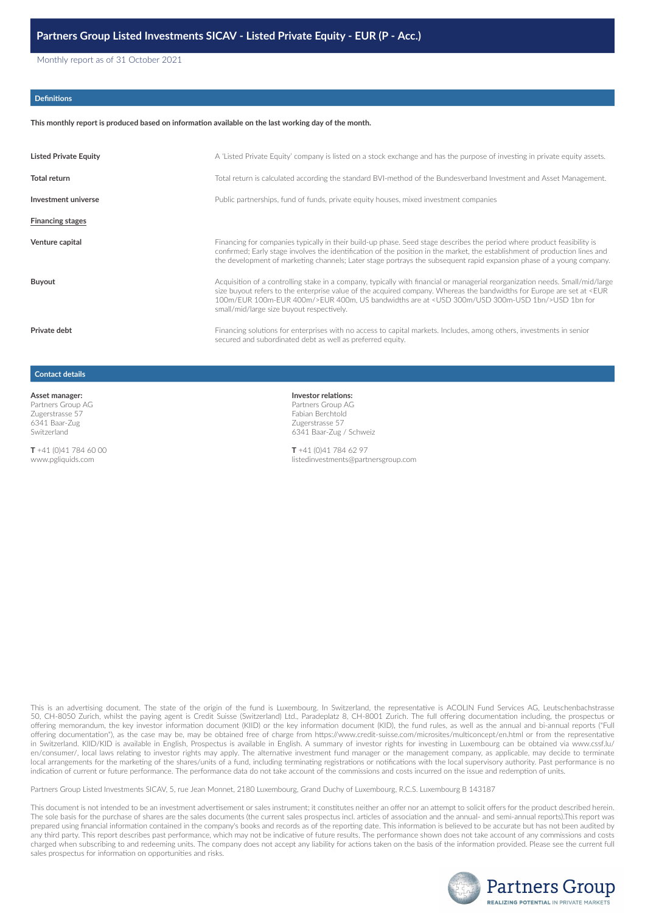# Partners Group Listed Investments SICAV - Listed Private Equity - EUR (P - Acc.)

Monthly report as of 31 October 2021

## Definitions

**This monthly report is produced based on information available on the last working day of the month.**

| | |
|---|---|
| **Listed Private Equity** | A 'Listed Private Equity' company is listed on a stock exchange and has the purpose of investing in private equity assets. |
| **Total return** | Total return is calculated according the standard BVI-method of the Bundesverband Investment and Asset Management. |
| **Investment universe** | Public partnerships, fund of funds, private equity houses, mixed investment companies |
| **Financing stages** | |
| **Venture capital** | Financing for companies typically in their build-up phase. Seed stage describes the period where product feasibility is confirmed; Early stage involves the identification of the position in the market, the establishment of production lines and the development of marketing channels; Later stage portrays the subsequent rapid expansion phase of a young company. |
| **Buyout** | Acquisition of a controlling stake in a company, typically with financial or managerial reorganization needs. Small/mid/large size buyout refers to the enterprise value of the acquired company. Whereas the bandwidths for Europe are set at <EUR 100m/EUR 100m-EUR 400m/>EUR 400m, US bandwidths are at <USD 300m/USD 300m-USD 1bn/>USD 1bn for small/mid/large size buyout respectively. |
| **Private debt** | Financing solutions for enterprises with no access to capital markets. Includes, among others, investments in senior secured and subordinated debt as well as preferred equity. |

## Contact details

**Asset manager:**
Partners Group AG
Zugerstrasse 57
6341 Baar-Zug
Switzerland

**T** +41 (0)41 784 60 00
www.pgliquids.com

**Investor relations:**
Partners Group AG
Fabian Berchtold
Zugerstrasse 57
6341 Baar-Zug / Schweiz

**T** +41 (0)41 784 62 97
listedinvestments@partnersgroup.com

This is an advertising document. The state of the origin of the fund is Luxembourg. In Switzerland, the representative is ACOLIN Fund Services AG, Leutschenbachstrasse 50, CH-8050 Zurich, whilst the paying agent is Credit Suisse (Switzerland) Ltd., Paradeplatz 8, CH-8001 Zurich. The full offering documentation including, the prospectus or offering memorandum, the key investor information document (KIID) or the key information document (KID), the fund rules, as well as the annual and bi-annual reports ("Full offering documentation"), as the case may be, may be obtained free of charge from https://www.credit-suisse.com/microsites/multiconcept/en.html or from the representative in Switzerland. KIID/KID is available in English, Prospectus is available in English. A summary of investor rights for investing in Luxembourg can be obtained via www.cssf.lu/en/consumer/, local laws relating to investor rights may apply. The alternative investment fund manager or the management company, as applicable, may decide to terminate local arrangements for the marketing of the shares/units of a fund, including terminating registrations or notifications with the local supervisory authority. Past performance is no indication of current or future performance. The performance data do not take account of the commissions and costs incurred on the issue and redemption of units.

Partners Group Listed Investments SICAV, 5, rue Jean Monnet, 2180 Luxembourg, Grand Duchy of Luxembourg, R.C.S. Luxembourg B 143187

This document is not intended to be an investment advertisement or sales instrument; it constitutes neither an offer nor an attempt to solicit offers for the product described herein. The sole basis for the purchase of shares are the sales documents (the current sales prospectus incl. articles of association and the annual- and semi-annual reports).This report was prepared using financial information contained in the company's books and records as of the reporting date. This information is believed to be accurate but has not been audited by any third party. This report describes past performance, which may not be indicative of future results. The performance shown does not take account of any commissions and costs charged when subscribing to and redeeming units. The company does not accept any liability for actions taken on the basis of the information provided. Please see the current full sales prospectus for information on opportunities and risks.

Partners Group
REALIZING POTENTIAL IN PRIVATE MARKETS